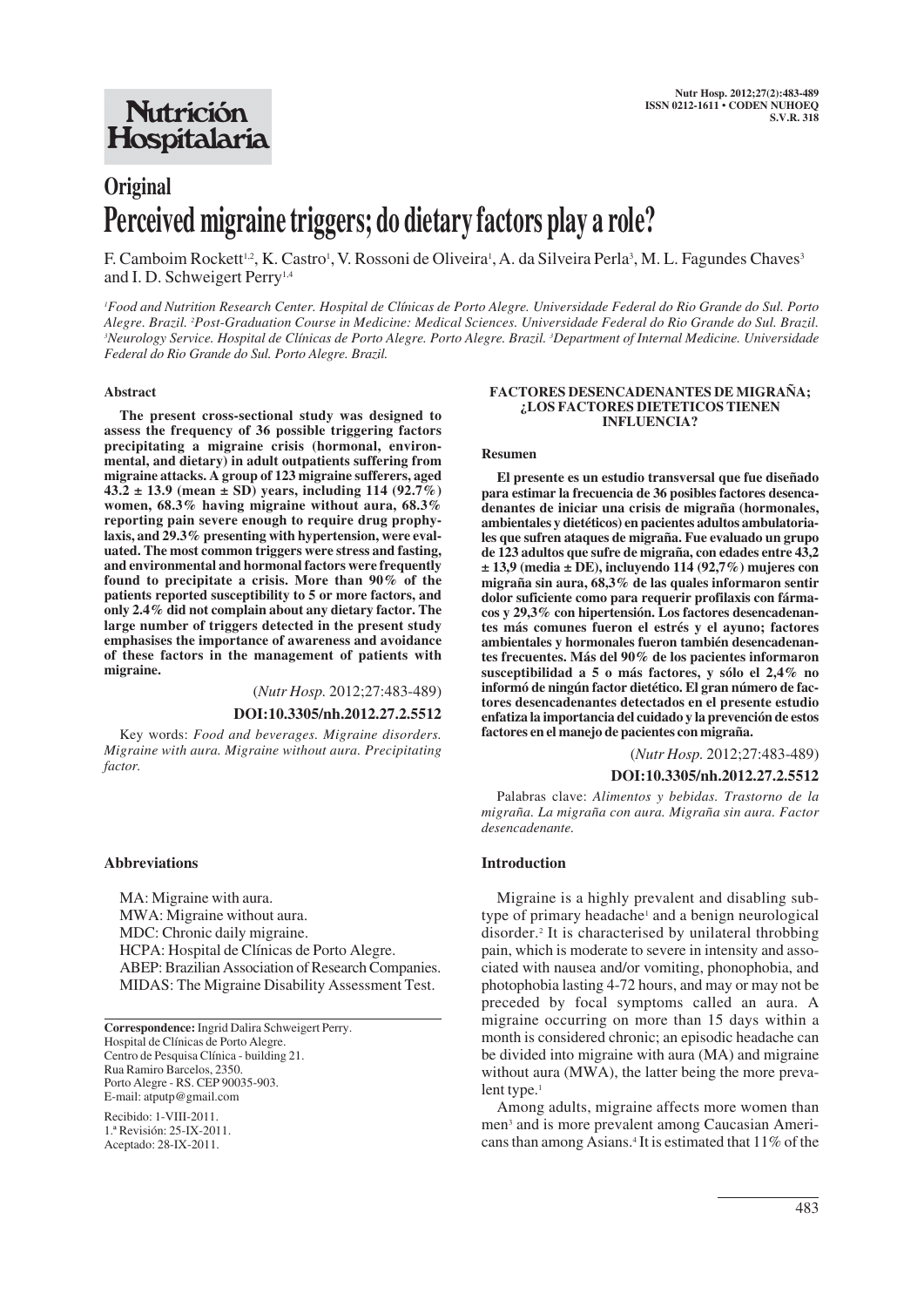## Original

# Perceived migraine triggers; do dietary factors play a role?

F. Camboim Rockett[1,2], K. Castro[1], V. Rossoni de Oliveira[1], A. da Silveira Perla[3], M. L. Fagundes Chaves[3] and I. D. Schweigert Perry[1,4]

[1]*Food and Nutrition Research Center. Hospital de Clínicas de Porto Alegre. Universidade Federal do Rio Grande do Sul. Porto Alegre. Brazil.* [2]*Post-Graduation Course in Medicine: Medical Sciences. Universidade Federal do Rio Grande do Sul. Brazil.* [3]*Neurology Service. Hospital de Clínicas de Porto Alegre. Porto Alegre. Brazil.* [4]*Department of Internal Medicine. Universidade Federal do Rio Grande do Sul. Porto Alegre. Brazil.*

### Abstract

**The present cross-sectional study was designed to assess the frequency of 36 possible triggering factors precipitating a migraine crisis (hormonal, environmental, and dietary) in adult outpatients suffering from migraine attacks. A group of 123 migraine sufferers, aged 43.2 ± 13.9 (mean ± SD) years, including 114 (92.7%) women, 68.3% having migraine without aura, 68.3% reporting pain severe enough to require drug prophylaxis, and 29.3% presenting with hypertension, were evaluated. The most common triggers were stress and fasting, and environmental and hormonal factors were frequently found to precipitate a crisis. More than 90% of the patients reported susceptibility to 5 or more factors, and only 2.4% did not complain about any dietary factor. The large number of triggers detected in the present study emphasises the importance of awareness and avoidance of these factors in the management of patients with migraine.**

(*Nutr Hosp.* 2012;27:483-489)

**DOI:10.3305/nh.2012.27.2.5512**

Key words: *Food and beverages. Migraine disorders. Migraine with aura. Migraine without aura. Precipitating factor.*

### FACTORES DESENCADENANTES DE MIGRAÑA; ¿LOS FACTORES DIETETICOS TIENEN INFLUENCIA?

#### Resumen

**El presente es un estudio transversal que fue diseñado para estimar la frecuencia de 36 posibles factores desencadenantes de iniciar una crisis de migraña (hormonales, ambientales y dietéticos) en pacientes adultos ambulatoriales que sufren ataques de migraña. Fue evaluado un grupo de 123 adultos que sufre de migraña, con edades entre 43,2 ± 13,9 (media ± DE), incluyendo 114 (92,7%) mujeres con migraña sin aura, 68,3% de las quales informaron sentir dolor suficiente como para requerir profilaxis con fármacos y 29,3% con hipertensión. Los factores desencadenantes más comunes fueron el estrés y el ayuno; factores ambientales y hormonales fueron también desencadenantes frecuentes. Más del 90% de los pacientes informaron susceptibilidad a 5 o más factores, y sólo el 2,4% no informó de ningún factor dietético. El gran número de factores desencadenantes detectados en el presente estudio enfatiza la importancia del cuidado y la prevención de estos factores en el manejo de pacientes con migraña.**

(*Nutr Hosp.* 2012;27:483-489)

**DOI:10.3305/nh.2012.27.2.5512**

Palabras clave: *Alimentos y bebidas. Trastorno de la migraña. La migraña con aura. Migraña sin aura. Factor desencadenante.*

### Abbreviations

MA: Migraine with aura.
MWA: Migraine without aura.
MDC: Chronic daily migraine.
HCPA: Hospital de Clínicas de Porto Alegre.
ABEP: Brazilian Association of Research Companies.
MIDAS: The Migraine Disability Assessment Test.

**Correspondence:** Ingrid Dalira Schweigert Perry.
Hospital de Clínicas de Porto Alegre.
Centro de Pesquisa Clínica - building 21.
Rua Ramiro Barcelos, 2350.
Porto Alegre - RS. CEP 90035-903.
E-mail: atputp@gmail.com

Recibido: 1-VIII-2011.
1.ª Revisión: 25-IX-2011.
Aceptado: 28-IX-2011.

### Introduction

Migraine is a highly prevalent and disabling subtype of primary headache[1] and a benign neurological disorder.[2] It is characterised by unilateral throbbing pain, which is moderate to severe in intensity and associated with nausea and/or vomiting, phonophobia, and photophobia lasting 4-72 hours, and may or may not be preceded by focal symptoms called an aura. A migraine occurring on more than 15 days within a month is considered chronic; an episodic headache can be divided into migraine with aura (MA) and migraine without aura (MWA), the latter being the more prevalent type.[1]

Among adults, migraine affects more women than men[3] and is more prevalent among Caucasian Americans than among Asians.[4] It is estimated that 11% of the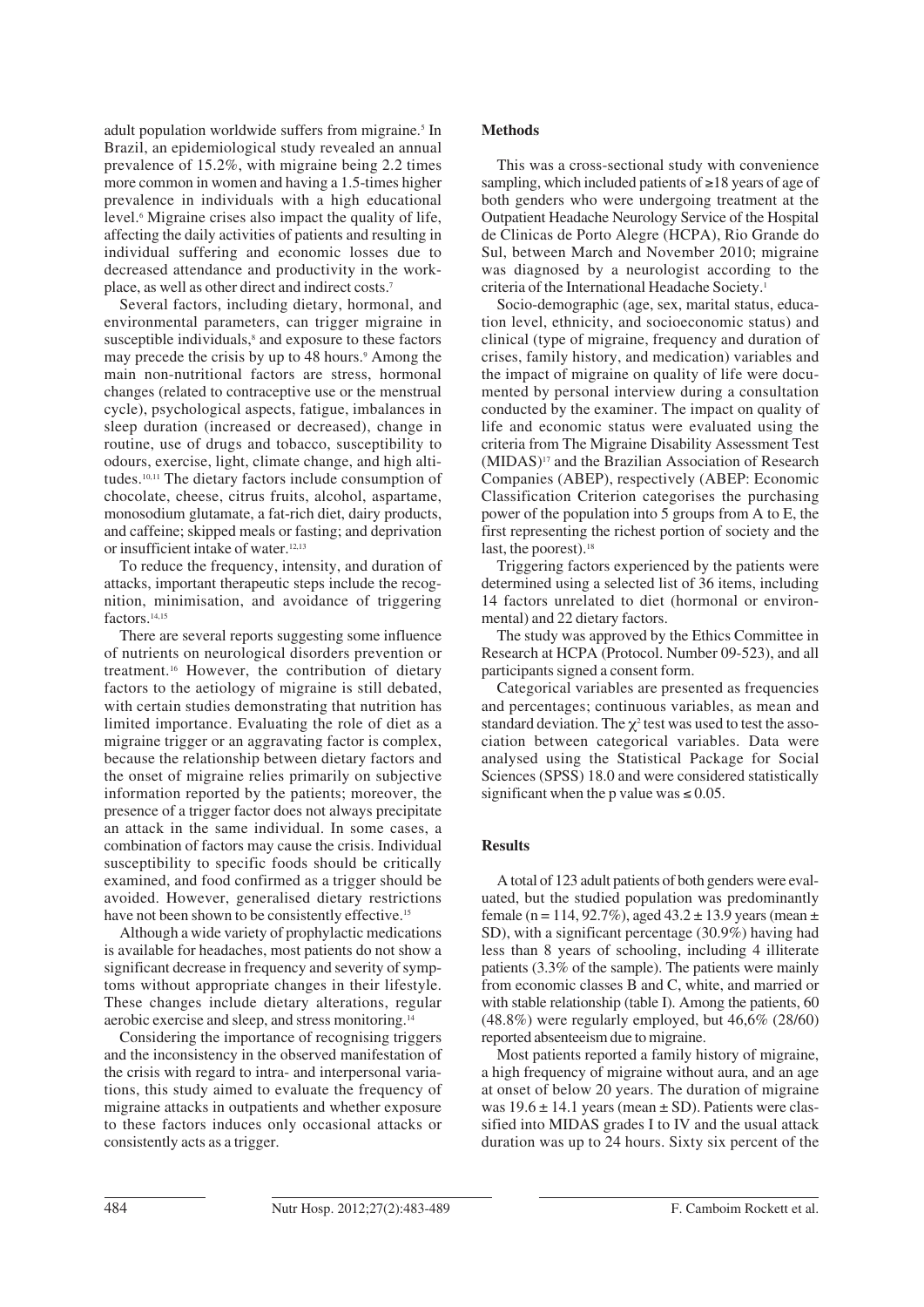adult population worldwide suffers from migraine.[5] In Brazil, an epidemiological study revealed an annual prevalence of 15.2%, with migraine being 2.2 times more common in women and having a 1.5-times higher prevalence in individuals with a high educational level.[6] Migraine crises also impact the quality of life, affecting the daily activities of patients and resulting in individual suffering and economic losses due to decreased attendance and productivity in the workplace, as well as other direct and indirect costs.[7]

Several factors, including dietary, hormonal, and environmental parameters, can trigger migraine in susceptible individuals,[8] and exposure to these factors may precede the crisis by up to 48 hours.[9] Among the main non-nutritional factors are stress, hormonal changes (related to contraceptive use or the menstrual cycle), psychological aspects, fatigue, imbalances in sleep duration (increased or decreased), change in routine, use of drugs and tobacco, susceptibility to odours, exercise, light, climate change, and high altitudes.[10,11] The dietary factors include consumption of chocolate, cheese, citrus fruits, alcohol, aspartame, monosodium glutamate, a fat-rich diet, dairy products, and caffeine; skipped meals or fasting; and deprivation or insufficient intake of water.[12,13]

To reduce the frequency, intensity, and duration of attacks, important therapeutic steps include the recognition, minimisation, and avoidance of triggering factors.[14,15]

There are several reports suggesting some influence of nutrients on neurological disorders prevention or treatment.[16] However, the contribution of dietary factors to the aetiology of migraine is still debated, with certain studies demonstrating that nutrition has limited importance. Evaluating the role of diet as a migraine trigger or an aggravating factor is complex, because the relationship between dietary factors and the onset of migraine relies primarily on subjective information reported by the patients; moreover, the presence of a trigger factor does not always precipitate an attack in the same individual. In some cases, a combination of factors may cause the crisis. Individual susceptibility to specific foods should be critically examined, and food confirmed as a trigger should be avoided. However, generalised dietary restrictions have not been shown to be consistently effective.[15]

Although a wide variety of prophylactic medications is available for headaches, most patients do not show a significant decrease in frequency and severity of symptoms without appropriate changes in their lifestyle. These changes include dietary alterations, regular aerobic exercise and sleep, and stress monitoring.[14]

Considering the importance of recognising triggers and the inconsistency in the observed manifestation of the crisis with regard to intra- and interpersonal variations, this study aimed to evaluate the frequency of migraine attacks in outpatients and whether exposure to these factors induces only occasional attacks or consistently acts as a trigger.

## Methods

This was a cross-sectional study with convenience sampling, which included patients of ≥18 years of age of both genders who were undergoing treatment at the Outpatient Headache Neurology Service of the Hospital de Clinicas de Porto Alegre (HCPA), Rio Grande do Sul, between March and November 2010; migraine was diagnosed by a neurologist according to the criteria of the International Headache Society.[1]

Socio-demographic (age, sex, marital status, education level, ethnicity, and socioeconomic status) and clinical (type of migraine, frequency and duration of crises, family history, and medication) variables and the impact of migraine on quality of life were documented by personal interview during a consultation conducted by the examiner. The impact on quality of life and economic status were evaluated using the criteria from The Migraine Disability Assessment Test (MIDAS)[17] and the Brazilian Association of Research Companies (ABEP), respectively (ABEP: Economic Classification Criterion categorises the purchasing power of the population into 5 groups from A to E, the first representing the richest portion of society and the last, the poorest).[18]

Triggering factors experienced by the patients were determined using a selected list of 36 items, including 14 factors unrelated to diet (hormonal or environmental) and 22 dietary factors.

The study was approved by the Ethics Committee in Research at HCPA (Protocol. Number 09-523), and all participants signed a consent form.

Categorical variables are presented as frequencies and percentages; continuous variables, as mean and standard deviation. The $\chi^2$ test was used to test the association between categorical variables. Data were analysed using the Statistical Package for Social Sciences (SPSS) 18.0 and were considered statistically significant when the p value was ≤ 0.05.

## Results

A total of 123 adult patients of both genders were evaluated, but the studied population was predominantly female (n = 114, 92.7%), aged 43.2 ± 13.9 years (mean ± SD), with a significant percentage (30.9%) having had less than 8 years of schooling, including 4 illiterate patients (3.3% of the sample). The patients were mainly from economic classes B and C, white, and married or with stable relationship (table I). Among the patients, 60 (48.8%) were regularly employed, but 46,6% (28/60) reported absenteeism due to migraine.

Most patients reported a family history of migraine, a high frequency of migraine without aura, and an age at onset of below 20 years. The duration of migraine was 19.6 ± 14.1 years (mean ± SD). Patients were classified into MIDAS grades I to IV and the usual attack duration was up to 24 hours. Sixty six percent of the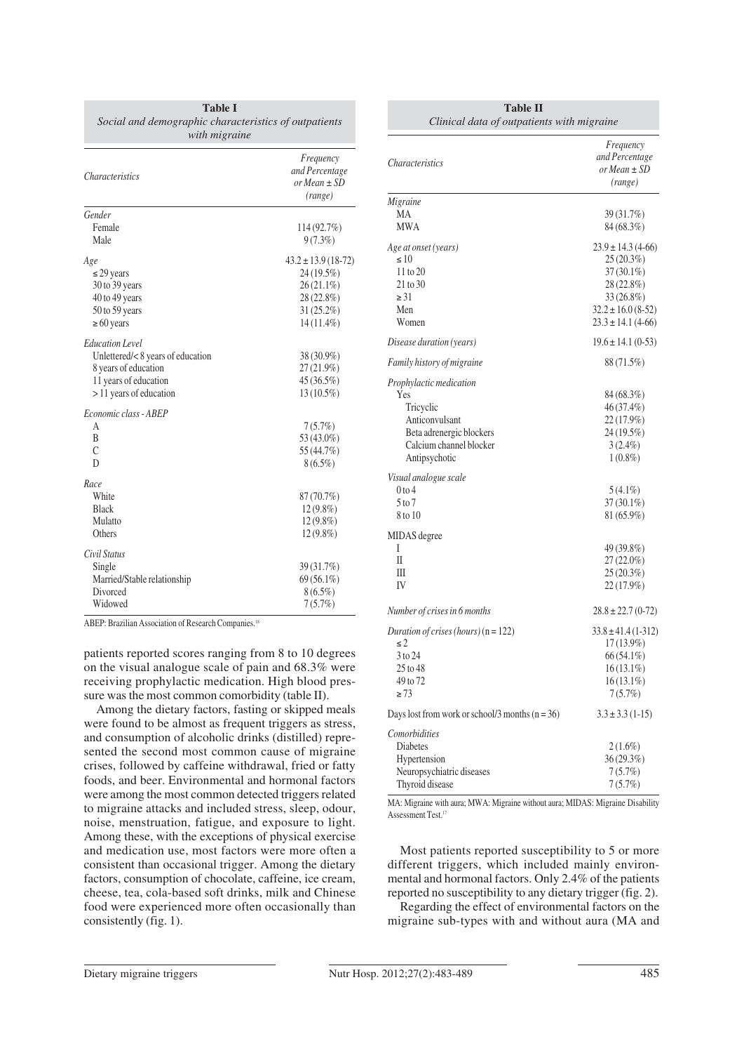**Table I**
*Social and demographic characteristics of outpatients with migraine*

| *Characteristics* | *Frequency and Percentage or Mean ± SD (range)* |
|---|---|
| *Gender* | |
| Female | 114 (92.7%) |
| Male | 9 (7.3%) |
| *Age* | 43.2 ± 13.9 (18-72) |
| ≤ 29 years | 24 (19.5%) |
| 30 to 39 years | 26 (21.1%) |
| 40 to 49 years | 28 (22.8%) |
| 50 to 59 years | 31 (25.2%) |
| ≥ 60 years | 14 (11.4%) |
| *Education Level* | |
| Unlettered/< 8 years of education | 38 (30.9%) |
| 8 years of education | 27 (21.9%) |
| 11 years of education | 45 (36.5%) |
| > 11 years of education | 13 (10.5%) |
| *Economic class - ABEP* | |
| A | 7 (5.7%) |
| B | 53 (43.0%) |
| C | 55 (44.7%) |
| D | 8 (6.5%) |
| *Race* | |
| White | 87 (70.7%) |
| Black | 12 (9.8%) |
| Mulatto | 12 (9.8%) |
| Others | 12 (9.8%) |
| *Civil Status* | |
| Single | 39 (31.7%) |
| Married/Stable relationship | 69 (56.1%) |
| Divorced | 8 (6.5%) |
| Widowed | 7 (5.7%) |

ABEP: Brazilian Association of Research Companies.[18]

patients reported scores ranging from 8 to 10 degrees on the visual analogue scale of pain and 68.3% were receiving prophylactic medication. High blood pressure was the most common comorbidity (table II).

Among the dietary factors, fasting or skipped meals were found to be almost as frequent triggers as stress, and consumption of alcoholic drinks (distilled) represented the second most common cause of migraine crises, followed by caffeine withdrawal, fried or fatty foods, and beer. Environmental and hormonal factors were among the most common detected triggers related to migraine attacks and included stress, sleep, odour, noise, menstruation, fatigue, and exposure to light. Among these, with the exceptions of physical exercise and medication use, most factors were more often a consistent than occasional trigger. Among the dietary factors, consumption of chocolate, caffeine, ice cream, cheese, tea, cola-based soft drinks, milk and Chinese food were experienced more often occasionally than consistently (fig. 1).

**Table II**
*Clinical data of outpatients with migraine*

| *Characteristics* | *Frequency and Percentage or Mean ± SD (range)* |
|---|---|
| *Migraine* | |
| MA | 39 (31.7%) |
| MWA | 84 (68.3%) |
| *Age at onset (years)* | 23.9 ± 14.3 (4-66) |
| ≤ 10 | 25 (20.3%) |
| 11 to 20 | 37 (30.1%) |
| 21 to 30 | 28 (22.8%) |
| ≥ 31 | 33 (26.8%) |
| Men | 32.2 ± 16.0 (8-52) |
| Women | 23.3 ± 14.1 (4-66) |
| *Disease duration (years)* | 19.6 ± 14.1 (0-53) |
| *Family history of migraine* | 88 (71.5%) |
| *Prophylactic medication* | |
| Yes | 84 (68.3%) |
| Tricyclic | 46 (37.4%) |
| Anticonvulsant | 22 (17.9%) |
| Beta adrenergic blockers | 24 (19.5%) |
| Calcium channel blocker | 3 (2.4%) |
| Antipsychotic | 1 (0.8%) |
| *Visual analogue scale* | |
| 0 to 4 | 5 (4.1%) |
| 5 to 7 | 37 (30.1%) |
| 8 to 10 | 81 (65.9%) |
| MIDAS degree | |
| I | 49 (39.8%) |
| II | 27 (22.0%) |
| III | 25 (20.3%) |
| IV | 22 (17.9%) |
| *Number of crises in 6 months* | 28.8 ± 22.7 (0-72) |
| *Duration of crises (hours)* (n = 122) | 33.8 ± 41.4 (1-312) |
| ≤ 2 | 17 (13.9%) |
| 3 to 24 | 66 (54.1%) |
| 25 to 48 | 16 (13.1%) |
| 49 to 72 | 16 (13.1%) |
| ≥ 73 | 7 (5.7%) |
| Days lost from work or school/3 months (n = 36) | 3.3 ± 3.3 (1-15) |
| *Comorbidities* | |
| Diabetes | 2 (1.6%) |
| Hypertension | 36 (29.3%) |
| Neuropsychiatric diseases | 7 (5.7%) |
| Thyroid disease | 7 (5.7%) |

MA: Migraine with aura; MWA: Migraine without aura; MIDAS: Migraine Disability Assessment Test.[17]

Most patients reported susceptibility to 5 or more different triggers, which included mainly environmental and hormonal factors. Only 2.4% of the patients reported no susceptibility to any dietary trigger (fig. 2).

Regarding the effect of environmental factors on the migraine sub-types with and without aura (MA and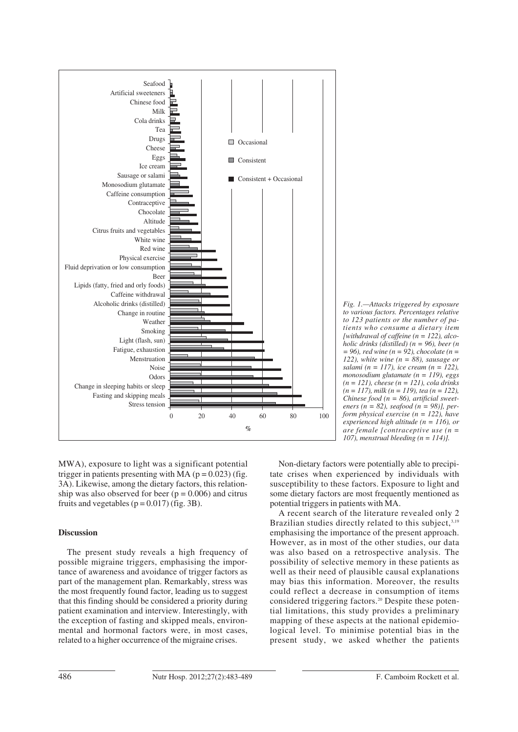Fig. 1.—Attacks triggered by exposure to various factors. Percentages relative to 123 patients or the number of patients who consume a dietary item [withdrawal of caffeine (n = 122), alcoholic drinks (distilled) (n = 96), beer (n = 96), red wine (n = 92), chocolate (n = 122), white wine (n = 88), sausage or salami (n = 117), ice cream (n = 122), monosodium glutamate (n = 119), eggs (n = 121), cheese (n = 121), cola drinks (n = 117), milk (n = 119), tea (n = 122), Chinese food (n = 86), artificial sweeteners (n = 82), seafood (n = 98)], perform physical exercise (n = 122), have experienced high altitude (n = 116), or are female [contraceptive use (n = 107), menstrual bleeding (n = 114)].

MWA), exposure to light was a significant potential trigger in patients presenting with MA ($p = 0.023$) (fig. 3A). Likewise, among the dietary factors, this relationship was also observed for beer ($p = 0.006$) and citrus fruits and vegetables ($p = 0.017$) (fig. 3B).

## Discussion

The present study reveals a high frequency of possible migraine triggers, emphasising the importance of awareness and avoidance of trigger factors as part of the management plan. Remarkably, stress was the most frequently found factor, leading us to suggest that this finding should be considered a priority during patient examination and interview. Interestingly, with the exception of fasting and skipped meals, environmental and hormonal factors were, in most cases, related to a higher occurrence of the migraine crises.

Non-dietary factors were potentially able to precipitate crises when experienced by individuals with susceptibility to these factors. Exposure to light and some dietary factors are most frequently mentioned as potential triggers in patients with MA.

A recent search of the literature revealed only 2 Brazilian studies directly related to this subject,[3,19] emphasising the importance of the present approach. However, as in most of the other studies, our data was also based on a retrospective analysis. The possibility of selective memory in these patients as well as their need of plausible causal explanations may bias this information. Moreover, the results could reflect a decrease in consumption of items considered triggering factors.[20] Despite these potential limitations, this study provides a preliminary mapping of these aspects at the national epidemiological level. To minimise potential bias in the present study, we asked whether the patients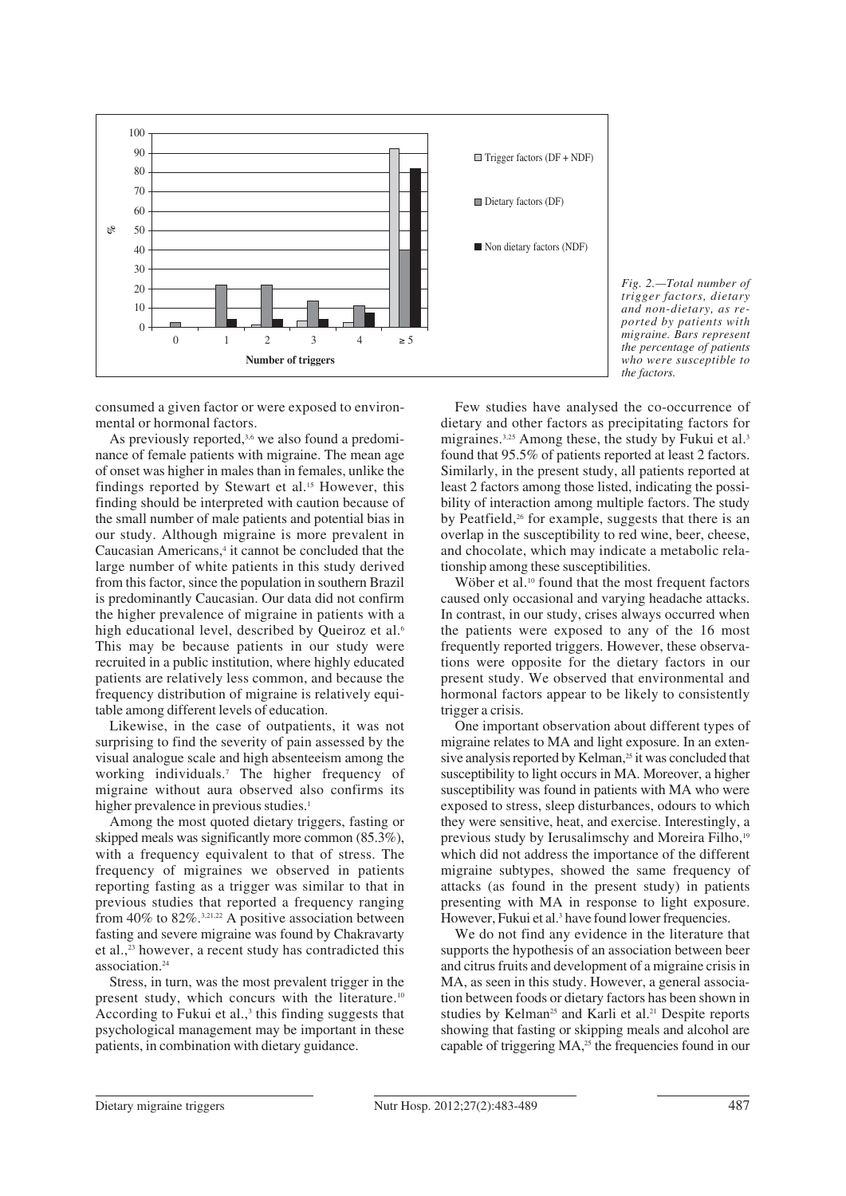Fig. 2.—Total number of trigger factors, dietary and non-dietary, as reported by patients with migraine. Bars represent the percentage of patients who were susceptible to the factors.

consumed a given factor or were exposed to environmental or hormonal factors.

As previously reported,[3,6] we also found a predominance of female patients with migraine. The mean age of onset was higher in males than in females, unlike the findings reported by Stewart et al.[15] However, this finding should be interpreted with caution because of the small number of male patients and potential bias in our study. Although migraine is more prevalent in Caucasian Americans,[4] it cannot be concluded that the large number of white patients in this study derived from this factor, since the population in southern Brazil is predominantly Caucasian. Our data did not confirm the higher prevalence of migraine in patients with a high educational level, described by Queiroz et al.[6] This may be because patients in our study were recruited in a public institution, where highly educated patients are relatively less common, and because the frequency distribution of migraine is relatively equitable among different levels of education.

Likewise, in the case of outpatients, it was not surprising to find the severity of pain assessed by the visual analogue scale and high absenteeism among the working individuals.[7] The higher frequency of migraine without aura observed also confirms its higher prevalence in previous studies.[1]

Among the most quoted dietary triggers, fasting or skipped meals was significantly more common (85.3%), with a frequency equivalent to that of stress. The frequency of migraines we observed in patients reporting fasting as a trigger was similar to that in previous studies that reported a frequency ranging from 40% to 82%.[3,21,22] A positive association between fasting and severe migraine was found by Chakravarty et al.,[23] however, a recent study has contradicted this association.[24]

Stress, in turn, was the most prevalent trigger in the present study, which concurs with the literature.[10] According to Fukui et al.,[3] this finding suggests that psychological management may be important in these patients, in combination with dietary guidance.

Few studies have analysed the co-occurrence of dietary and other factors as precipitating factors for migraines.[3,25] Among these, the study by Fukui et al.[3] found that 95.5% of patients reported at least 2 factors. Similarly, in the present study, all patients reported at least 2 factors among those listed, indicating the possibility of interaction among multiple factors. The study by Peatfield,[26] for example, suggests that there is an overlap in the susceptibility to red wine, beer, cheese, and chocolate, which may indicate a metabolic relationship among these susceptibilities.

Wöber et al.[10] found that the most frequent factors caused only occasional and varying headache attacks. In contrast, in our study, crises always occurred when the patients were exposed to any of the 16 most frequently reported triggers. However, these observations were opposite for the dietary factors in our present study. We observed that environmental and hormonal factors appear to be likely to consistently trigger a crisis.

One important observation about different types of migraine relates to MA and light exposure. In an extensive analysis reported by Kelman,[25] it was concluded that susceptibility to light occurs in MA. Moreover, a higher susceptibility was found in patients with MA who were exposed to stress, sleep disturbances, odours to which they were sensitive, heat, and exercise. Interestingly, a previous study by Ierusalimschy and Moreira Filho,[19] which did not address the importance of the different migraine subtypes, showed the same frequency of attacks (as found in the present study) in patients presenting with MA in response to light exposure. However, Fukui et al.[3] have found lower frequencies.

We do not find any evidence in the literature that supports the hypothesis of an association between beer and citrus fruits and development of a migraine crisis in MA, as seen in this study. However, a general association between foods or dietary factors has been shown in studies by Kelman[25] and Karli et al.[21] Despite reports showing that fasting or skipping meals and alcohol are capable of triggering MA,[25] the frequencies found in our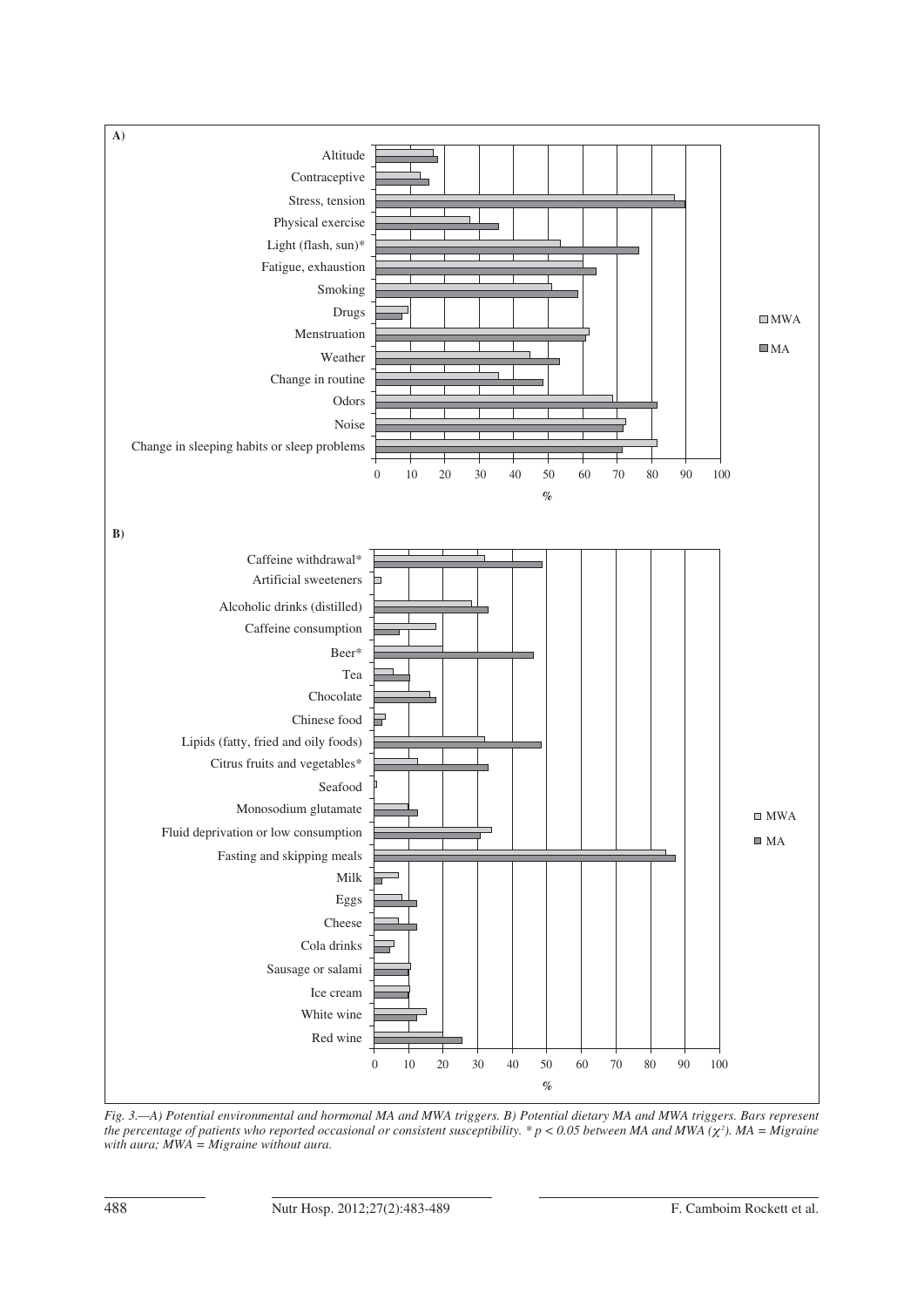*Fig. 3.—A) Potential environmental and hormonal MA and MWA triggers. B) Potential dietary MA and MWA triggers. Bars represent the percentage of patients who reported occasional or consistent susceptibility. * $p < 0.05$ between MA and MWA ($\chi^2$). MA = Migraine with aura; MWA = Migraine without aura.*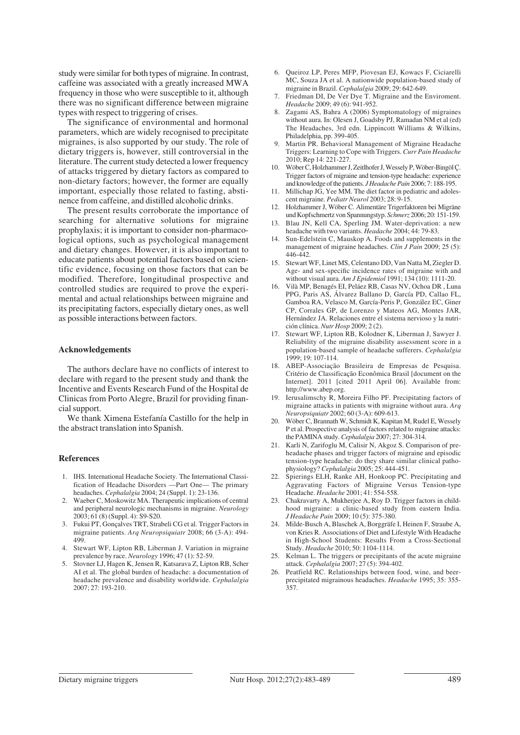study were similar for both types of migraine. In contrast, caffeine was associated with a greatly increased MWA frequency in those who were susceptible to it, although there was no significant difference between migraine types with respect to triggering of crises.

The significance of environmental and hormonal parameters, which are widely recognised to precipitate migraines, is also supported by our study. The role of dietary triggers is, however, still controversial in the literature. The current study detected a lower frequency of attacks triggered by dietary factors as compared to non-dietary factors; however, the former are equally important, especially those related to fasting, abstinence from caffeine, and distilled alcoholic drinks.

The present results corroborate the importance of searching for alternative solutions for migraine prophylaxis; it is important to consider non-pharmacological options, such as psychological management and dietary changes. However, it is also important to educate patients about potential factors based on scientific evidence, focusing on those factors that can be modified. Therefore, longitudinal prospective and controlled studies are required to prove the experimental and actual relationships between migraine and its precipitating factors, especially dietary ones, as well as possible interactions between factors.

## Acknowledgements

The authors declare have no conflicts of interest to declare with regard to the present study and thank the Incentive and Events Research Fund of the Hospital de Clinicas from Porto Alegre, Brazil for providing financial support.

We thank Ximena Estefanía Castillo for the help in the abstract translation into Spanish.

## References

1. IHS. International Headache Society. The International Classification of Headache Disorders —Part One— The primary headaches. *Cephalalgia* 2004; 24 (Suppl. 1): 23-136.
2. Waeber C, Moskowitz MA. Therapeutic implications of central and peripheral neurologic mechanisms in migraine. *Neurology* 2003; 61 (8) (Suppl. 4): S9-S20.
3. Fukui PT, Gonçalves TRT, Strabeli CG et al. Trigger Factors in migraine patients. *Arq Neuropsiquiatr* 2008; 66 (3-A): 494-499.
4. Stewart WF, Lipton RB, Liberman J. Variation in migraine prevalence by race. *Neurology* 1996; 47 (1): 52-59.
5. Stovner LJ, Hagen K, Jensen R, Katsarava Z, Lipton RB, Scher AI et al. The global burden of headache: a documentation of headache prevalence and disability worldwide. *Cephalalgia* 2007; 27: 193-210.
6. Queiroz LP, Peres MFP, Piovesan EJ, Kowacs F, Ciciarelli MC, Souza JA et al. A nationwide population-based study of migraine in Brazil. *Cephalalgia* 2009; 29: 642-649.
7. Friedman DI, De Ver Dye T. Migraine and the Enviroment. *Headache* 2009; 49 (6): 941-952.
8. Zagami AS, Bahra A (2006) Symptomatology of migraines without aura. In: Olesen J, Goadsby PJ, Ramadan NM et al (ed) The Headaches, 3rd edn. Lippincott Williams & Wilkins, Philadelphia, pp. 399-405.
9. Martin PR. Behavioral Management of Migraine Headache Triggers: Learning to Cope with Triggers. *Curr Pain Headache* 2010; Rep 14: 221-227.
10. Wöber C, Holzhammer J, Zeitlhofer J, Wessely P, Wöber-Bingöl Ç. Trigger factors of migraine and tension-type headache: experience and knowledge of the patients. *J Headache Pain* 2006; 7: 188-195.
11. Millichap JG, Yee MM. The diet factor in pediatric and adolescent migraine. *Pediatr Neurol* 2003; 28: 9-15.
12. Holzhammer J, Wöber C. Alimentäre Trigerfaktoren bei Migräne und Kopfschmertz von Spannungstyp. *Schmerz* 2006; 20: 151-159.
13. Blau JN, Kell CA, Sperling JM. Water-deprivation: a new headache with two variants. *Headache* 2004; 44: 79-83.
14. Sun-Edelstein C, Mauskop A. Foods and supplements in the management of migraine headaches. *Clin J Pain* 2009; 25 (5): 446-442.
15. Stewart WF, Linet MS, Celentano DD, Van Natta M, Ziegler D. Age- and sex-specific incidence rates of migraine with and without visual aura. *Am J Epidemiol* 1991; 134 (10): 1111-20.
16. Vilà MP, Benagés EI, Peláez RB, Casas NV, Ochoa DR , Luna PPG, Paris AS, Álvarez Ballano D, García PD, Callao FL, Gamboa RA, Velasco M, García-Peris P, González EC, Giner CP, Corrales GP, de Lorenzo y Mateos AG, Montes JAR, Hernández JA. Relaciones entre el sistema nervioso y la nutrición clínica. *Nutr Hosp* 2009; 2 (2).
17. Stewart WF, Lipton RB, Kolodner K, Liberman J, Sawyer J. Reliability of the migraine disability assessment score in a population-based sample of headache sufferers. *Cephalalgia* 1999; 19: 107-114.
18. ABEP-Associação Brasileira de Empresas de Pesquisa. Critério de Classificação Econômica Brasil [document on the Internet]. 2011 [cited 2011 April 06]. Available from: http://www.abep.org.
19. Ierusalimschy R, Moreira Filho PF. Precipitating factors of migraine attacks in patients with migraine without aura. *Arq Neuropsiquiatr* 2002; 60 (3-A): 609-613.
20. Wöber C, Brannath W, Schmidt K, Kapitan M, Rudel E, Wessely P et al. Prospective analysis of factors related to migraine attacks: the PAMINA study. *Cephalalgia* 2007; 27: 304-314.
21. Karli N, Zarifoglu M, Calisir N, Akgoz S. Comparison of pre-headache phases and trigger factors of migraine and episodic tension-type headache: do they share similar clinical pathophysiology? *Cephalalgia* 2005; 25: 444-451.
22. Spierings ELH, Ranke AH, Honkoop PC. Precipitating and Aggravating Factors of Migraine Versus Tension-type Headache. *Headache* 2001; 41: 554-558.
23. Chakravarty A, Mukherjee A, Roy D. Trigger factors in childhood migraine: a clinic-based study from eastern India. *J Headache Pain* 2009; 10 (5): 375-380.
24. Milde-Busch A, Blaschek A, Borggräfe I, Heinen F, Straube A, von Kries R. Associations of Diet and Lifestyle With Headache in High-School Students: Results From a Cross-Sectional Study. *Headache* 2010; 50: 1104-1114.
25. Kelman L. The triggers or precipitants of the acute migraine attack. *Cephalalgia* 2007; 27 (5): 394-402.
26. Peatfield RC. Relationships between food, wine, and beer-precipitated migrainous headaches. *Headache* 1995; 35: 355-357.